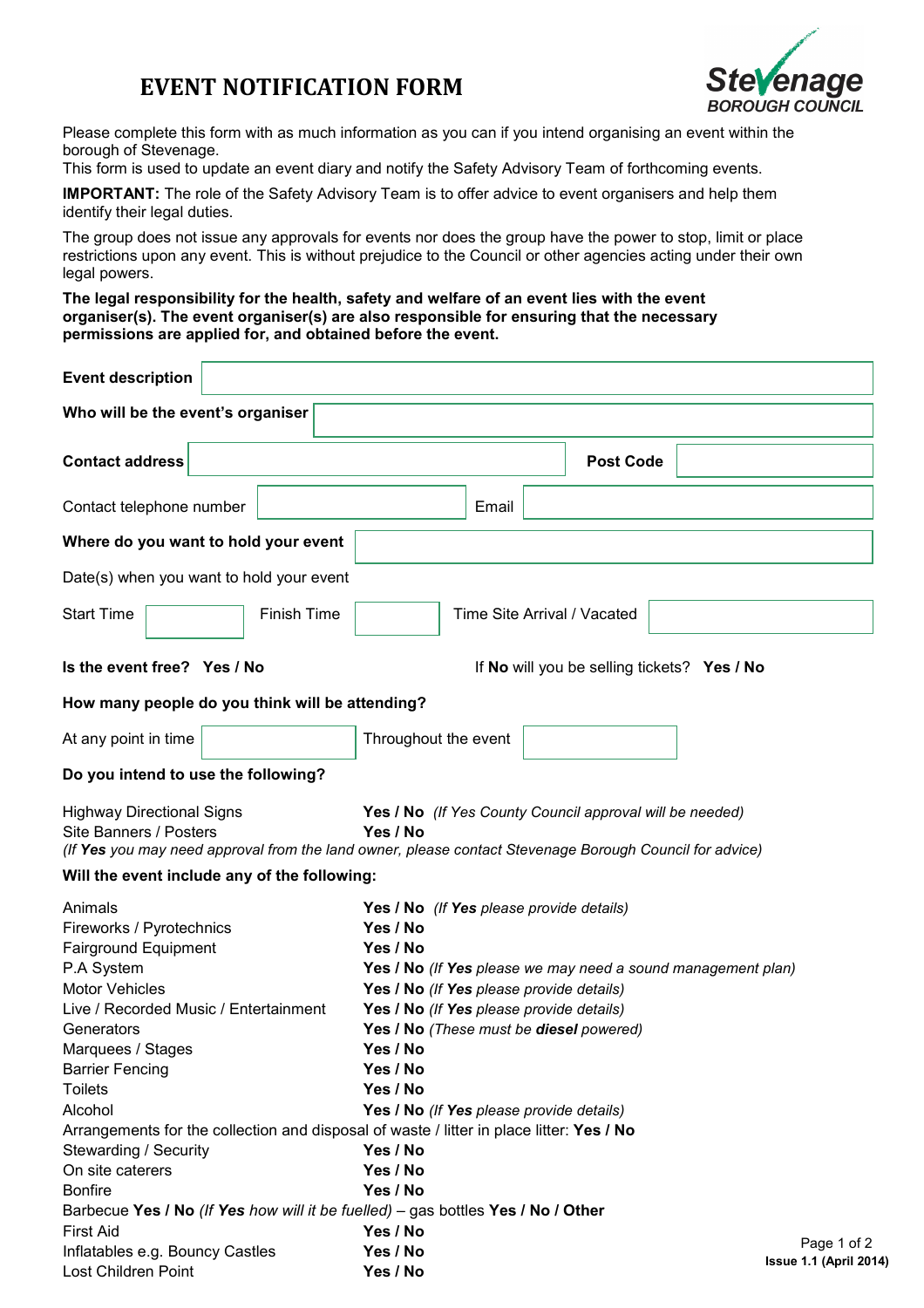# EVENT NOTIFICATION FORM

Stevenage BOROUGH COUNCIL

Please complete this form with as much information as you can if you intend organising an event within the borough of Stevenage.
This form is used to update an event diary and notify the Safety Advisory Team of forthcoming events.

**IMPORTANT:** The role of the Safety Advisory Team is to offer advice to event organisers and help them identify their legal duties.

The group does not issue any approvals for events nor does the group have the power to stop, limit or place restrictions upon any event. This is without prejudice to the Council or other agencies acting under their own legal powers.

**The legal responsibility for the health, safety and welfare of an event lies with the event organiser(s). The event organiser(s) are also responsible for ensuring that the necessary permissions are applied for, and obtained before the event.**

| | |
|---|---|
| **Event description** | |
| **Who will be the event's organiser** | |

| | | | |
|---|---|---|---|
| **Contact address** | | **Post Code** | |
| Contact telephone number | | Email | |

| | |
|---|---|
| **Where do you want to hold your event** | |

Date(s) when you want to hold your event

| | | | | | |
|---|---|---|---|---|---|
| Start Time | | Finish Time | | Time Site Arrival / Vacated | |

**Is the event free? Yes / No** &nbsp;&nbsp;&nbsp; If **No** will you be selling tickets? **Yes / No**

**How many people do you think will be attending?**

| | | | |
|---|---|---|---|
| At any point in time | | Throughout the event | |

**Do you intend to use the following?**

Highway Directional Signs **Yes / No** *(If Yes County Council approval will be needed)*
Site Banners / Posters **Yes / No**
*(If **Yes** you may need approval from the land owner, please contact Stevenage Borough Council for advice)*

**Will the event include any of the following:**

Animals **Yes / No** *(If **Yes** please provide details)*
Fireworks / Pyrotechnics **Yes / No**
Fairground Equipment **Yes / No**
P.A System **Yes / No** *(If **Yes** please we may need a sound management plan)*
Motor Vehicles **Yes / No** *(If **Yes** please provide details)*
Live / Recorded Music / Entertainment **Yes / No** *(If **Yes** please provide details)*
Generators **Yes / No** *(These must be **diesel** powered)*
Marquees / Stages **Yes / No**
Barrier Fencing **Yes / No**
Toilets **Yes / No**
Alcohol **Yes / No** *(If **Yes** please provide details)*
Arrangements for the collection and disposal of waste / litter in place litter: **Yes / No**
Stewarding / Security **Yes / No**
On site caterers **Yes / No**
Bonfire **Yes / No**
Barbecue **Yes / No** *(If **Yes** how will it be fuelled)* – gas bottles **Yes / No / Other**
First Aid **Yes / No**
Inflatables e.g. Bouncy Castles **Yes / No**
Lost Children Point **Yes / No**

**Issue 1.1 (April 2014)**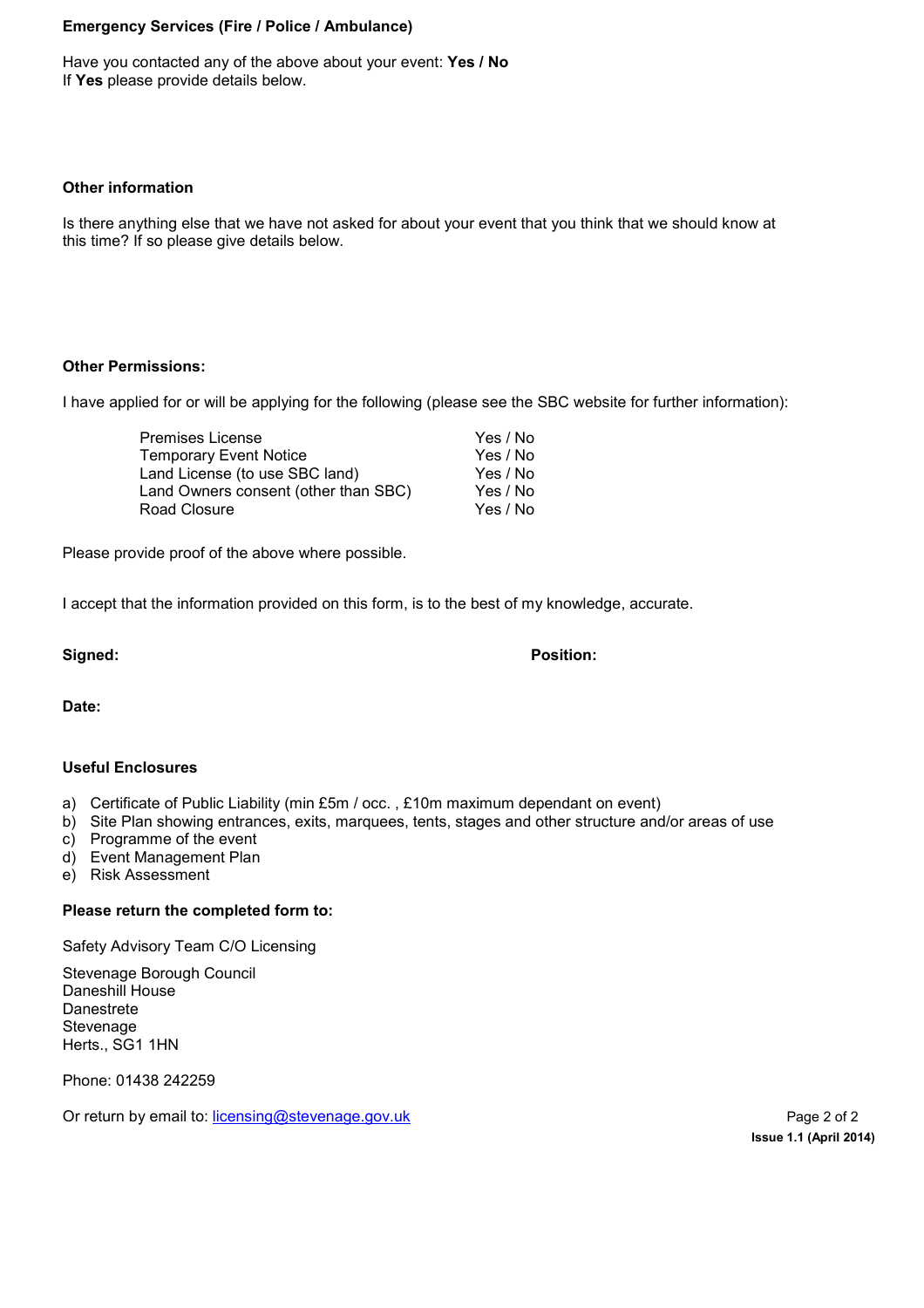**Emergency Services (Fire / Police / Ambulance)**

Have you contacted any of the above about your event: **Yes / No**
If **Yes** please provide details below.

**Other information**

Is there anything else that we have not asked for about your event that you think that we should know at this time? If so please give details below.

**Other Permissions:**

I have applied for or will be applying for the following (please see the SBC website for further information):

| | |
|---|---|
| Premises License | Yes / No |
| Temporary Event Notice | Yes / No |
| Land License (to use SBC land) | Yes / No |
| Land Owners consent (other than SBC) | Yes / No |
| Road Closure | Yes / No |

Please provide proof of the above where possible.

I accept that the information provided on this form, is to the best of my knowledge, accurate.

**Signed:** **Position:**

**Date:**

**Useful Enclosures**

a) Certificate of Public Liability (min £5m / occ. , £10m maximum dependant on event)
b) Site Plan showing entrances, exits, marquees, tents, stages and other structure and/or areas of use
c) Programme of the event
d) Event Management Plan
e) Risk Assessment

**Please return the completed form to:**

Safety Advisory Team C/O Licensing

Stevenage Borough Council
Daneshill House
Danestrete
Stevenage
Herts., SG1 1HN

Phone: 01438 242259

Or return by email to: licensing@stevenage.gov.uk

**Issue 1.1 (April 2014)**